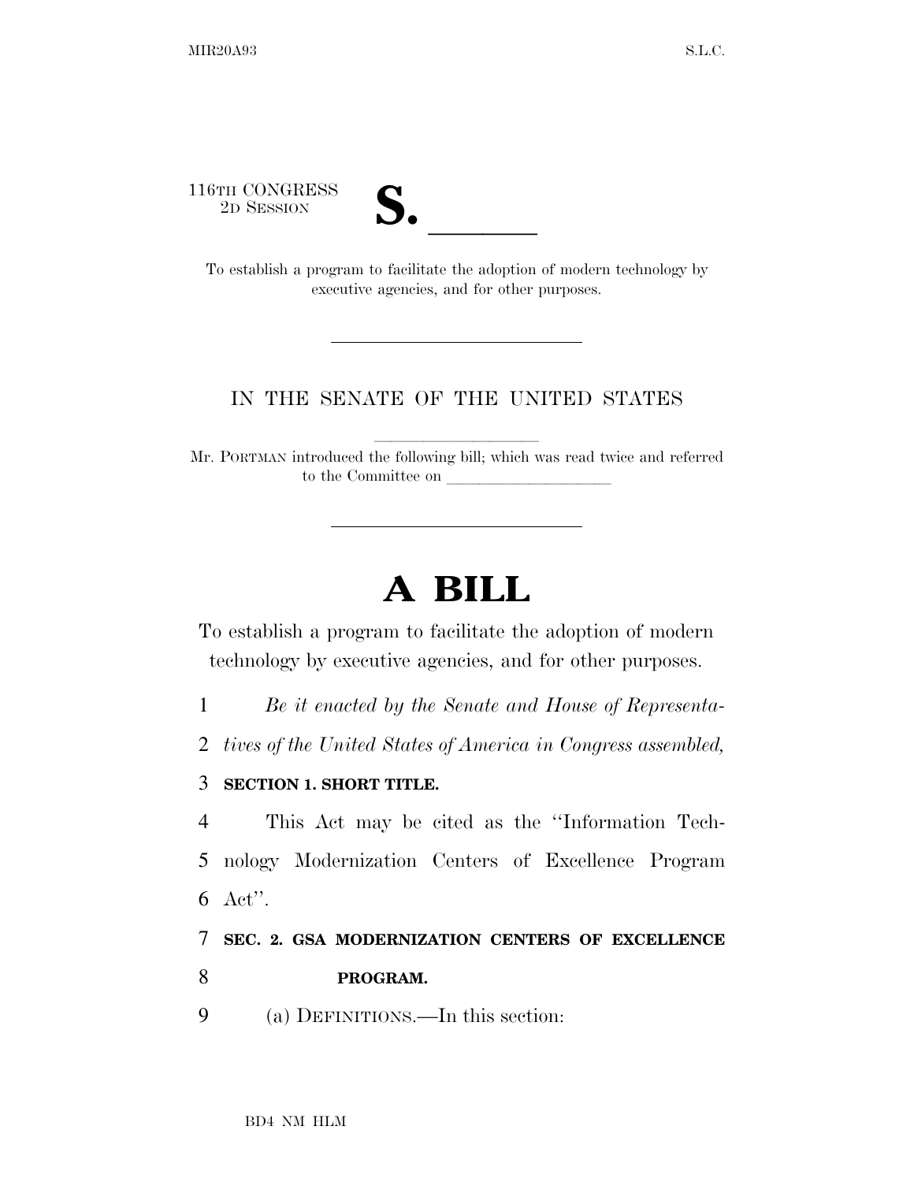116TH CONGRESS
2D SESSION

**S. ______**

To establish a program to facilitate the adoption of modern technology by executive agencies, and for other purposes.

IN THE SENATE OF THE UNITED STATES

Mr. PORTMAN introduced the following bill; which was read twice and referred to the Committee on ______________________

# A BILL

To establish a program to facilitate the adoption of modern technology by executive agencies, and for other purposes.

1 *Be it enacted by the Senate and House of Representa-*
2 *tives of the United States of America in Congress assembled,*

3 **SECTION 1. SHORT TITLE.**

4 This Act may be cited as the ''Information Tech-
5 nology Modernization Centers of Excellence Program
6 Act''.

7 **SEC. 2. GSA MODERNIZATION CENTERS OF EXCELLENCE**
8 **PROGRAM.**

9 (a) DEFINITIONS.—In this section: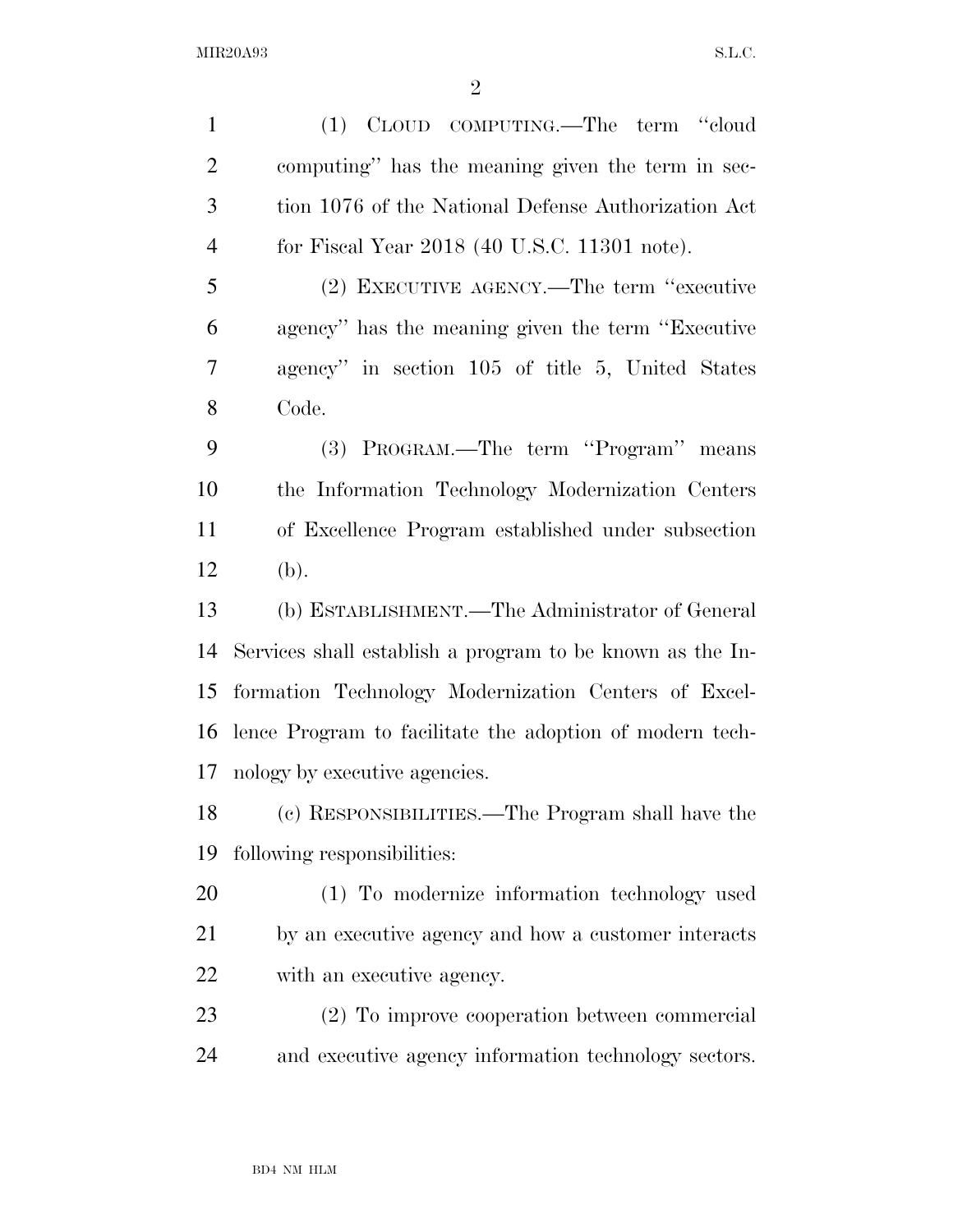(1) CLOUD COMPUTING.—The term ''cloud computing'' has the meaning given the term in section 1076 of the National Defense Authorization Act for Fiscal Year 2018 (40 U.S.C. 11301 note).

(2) EXECUTIVE AGENCY.—The term ''executive agency'' has the meaning given the term ''Executive agency'' in section 105 of title 5, United States Code.

(3) PROGRAM.—The term ''Program'' means the Information Technology Modernization Centers of Excellence Program established under subsection (b).

(b) ESTABLISHMENT.—The Administrator of General Services shall establish a program to be known as the Information Technology Modernization Centers of Excellence Program to facilitate the adoption of modern technology by executive agencies.

(c) RESPONSIBILITIES.—The Program shall have the following responsibilities:

(1) To modernize information technology used by an executive agency and how a customer interacts with an executive agency.

(2) To improve cooperation between commercial and executive agency information technology sectors.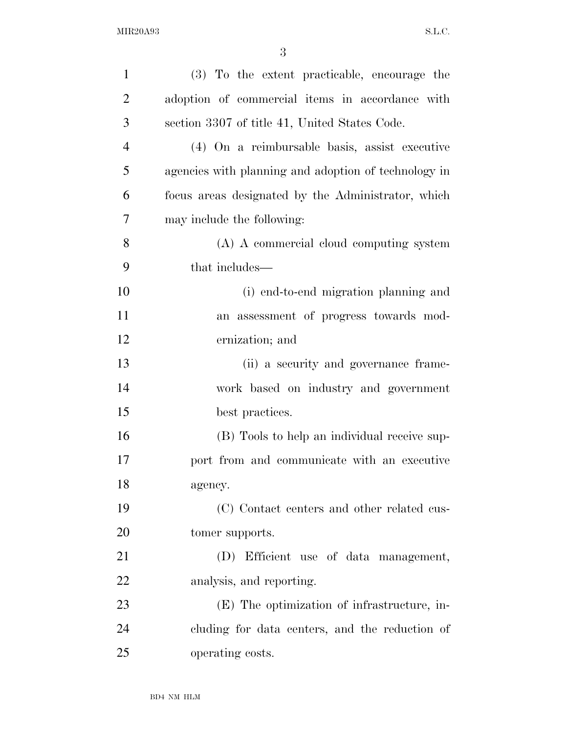(3) To the extent practicable, encourage the adoption of commercial items in accordance with section 3307 of title 41, United States Code.

(4) On a reimbursable basis, assist executive agencies with planning and adoption of technology in focus areas designated by the Administrator, which may include the following:

(A) A commercial cloud computing system that includes—

(i) end-to-end migration planning and an assessment of progress towards modernization; and

(ii) a security and governance framework based on industry and government best practices.

(B) Tools to help an individual receive support from and communicate with an executive agency.

(C) Contact centers and other related customer supports.

(D) Efficient use of data management, analysis, and reporting.

(E) The optimization of infrastructure, including for data centers, and the reduction of operating costs.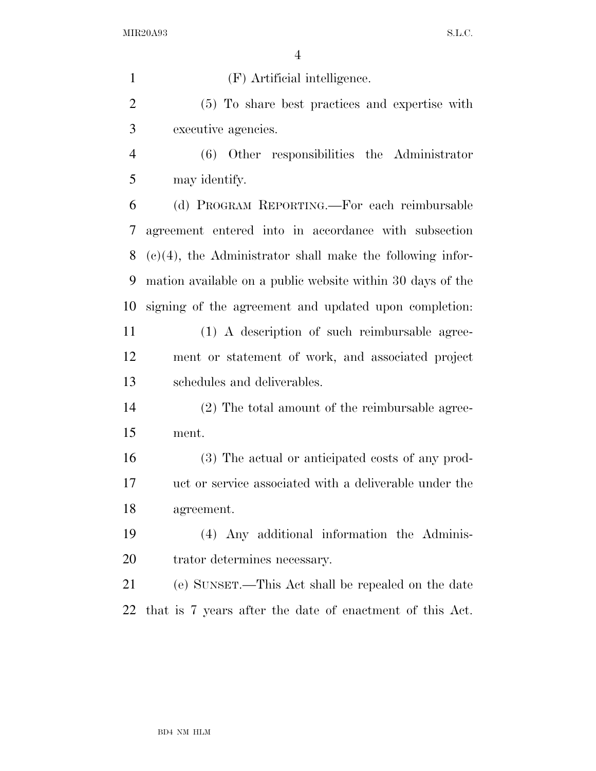(F) Artificial intelligence.

(5) To share best practices and expertise with executive agencies.

(6) Other responsibilities the Administrator may identify.

(d) PROGRAM REPORTING.—For each reimbursable agreement entered into in accordance with subsection (c)(4), the Administrator shall make the following information available on a public website within 30 days of the signing of the agreement and updated upon completion:

(1) A description of such reimbursable agreement or statement of work, and associated project schedules and deliverables.

(2) The total amount of the reimbursable agreement.

(3) The actual or anticipated costs of any product or service associated with a deliverable under the agreement.

(4) Any additional information the Administrator determines necessary.

(e) SUNSET.—This Act shall be repealed on the date that is 7 years after the date of enactment of this Act.